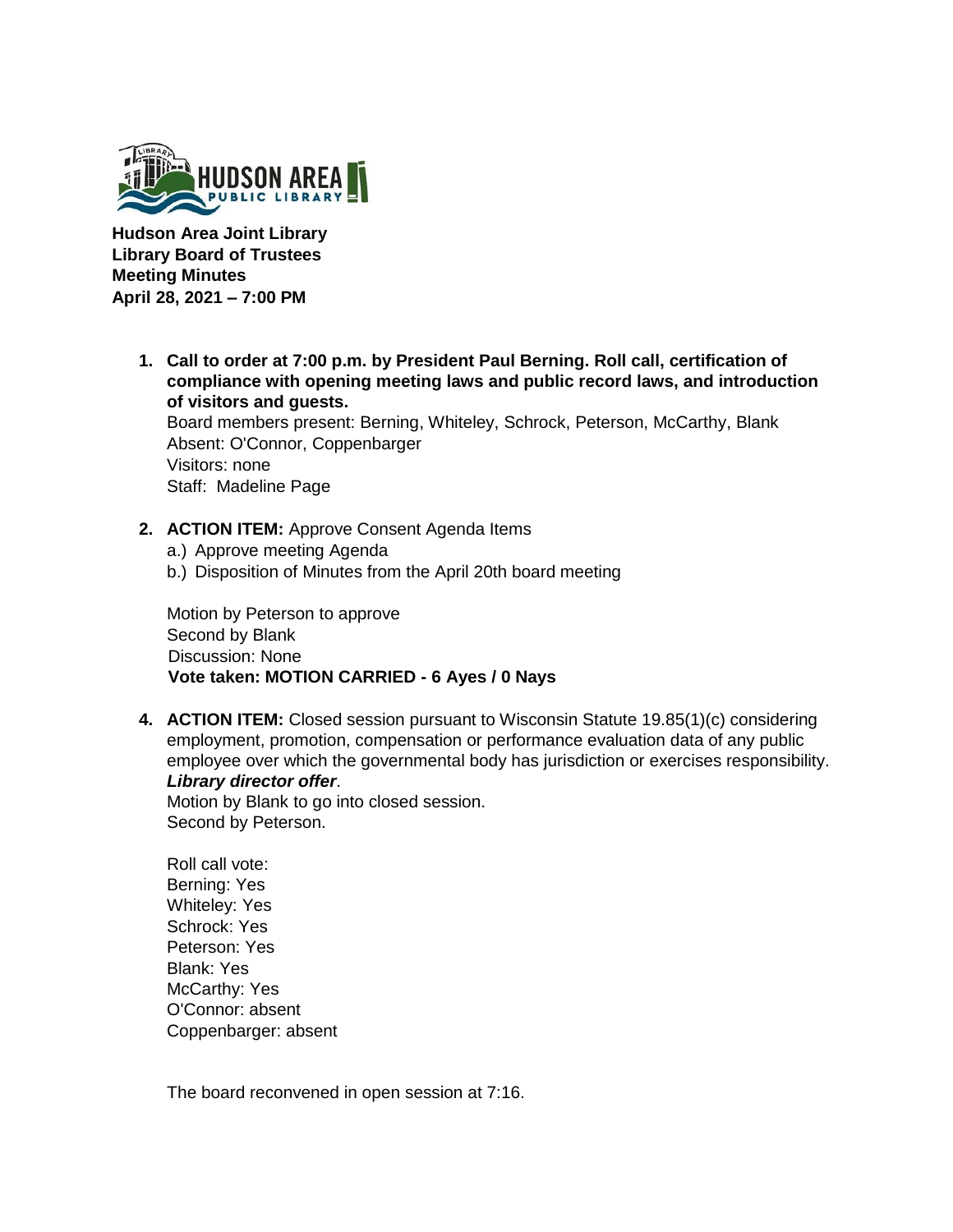**Hudson Area Joint Library**
**Library Board of Trustees**
**Meeting Minutes**
**April 28, 2021 – 7:00 PM**

1. **Call to order at 7:00 p.m. by President Paul Berning. Roll call, certification of compliance with opening meeting laws and public record laws, and introduction of visitors and guests.**
   Board members present: Berning, Whiteley, Schrock, Peterson, McCarthy, Blank
   Absent: O'Connor, Coppenbarger
   Visitors: none
   Staff: Madeline Page

2. **ACTION ITEM:** Approve Consent Agenda Items
   a.) Approve meeting Agenda
   b.) Disposition of Minutes from the April 20th board meeting

   Motion by Peterson to approve
   Second by Blank
   Discussion: None
   **Vote taken: MOTION CARRIED - 6 Ayes / 0 Nays**

4. **ACTION ITEM:** Closed session pursuant to Wisconsin Statute 19.85(1)(c) considering employment, promotion, compensation or performance evaluation data of any public employee over which the governmental body has jurisdiction or exercises responsibility. ***Library director offer***.
   Motion by Blank to go into closed session.
   Second by Peterson.

   Roll call vote:
   Berning: Yes
   Whiteley: Yes
   Schrock: Yes
   Peterson: Yes
   Blank: Yes
   McCarthy: Yes
   O'Connor: absent
   Coppenbarger: absent

   The board reconvened in open session at 7:16.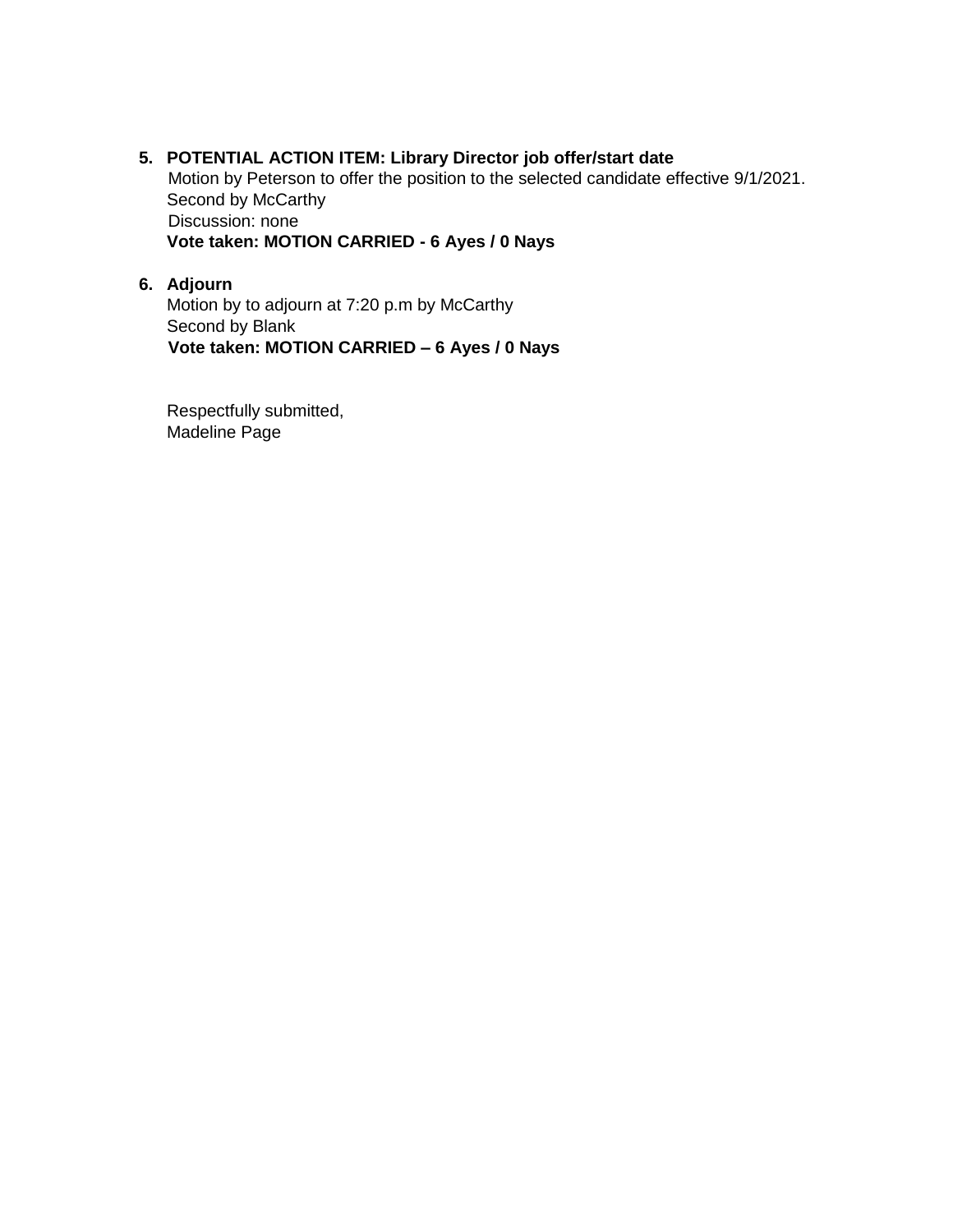5. **POTENTIAL ACTION ITEM: Library Director job offer/start date**
   Motion by Peterson to offer the position to the selected candidate effective 9/1/2021.
   Second by McCarthy
   Discussion: none
   **Vote taken: MOTION CARRIED - 6 Ayes / 0 Nays**

6. **Adjourn**
   Motion by to adjourn at 7:20 p.m by McCarthy
   Second by Blank
   **Vote taken: MOTION CARRIED – 6 Ayes / 0 Nays**

Respectfully submitted,
Madeline Page